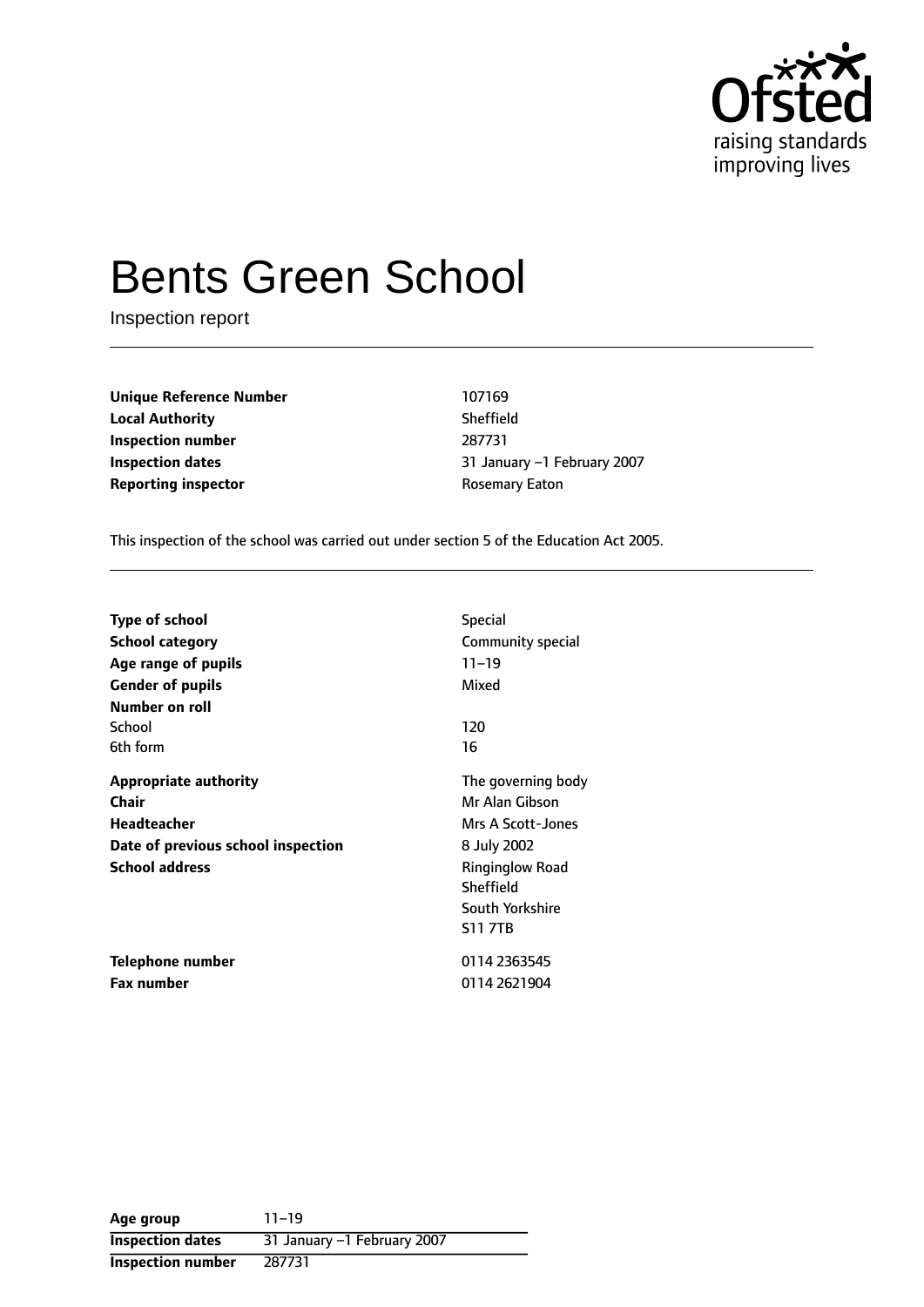# Bents Green School

Inspection report

| | |
|---|---|
| **Unique Reference Number** | 107169 |
| **Local Authority** | Sheffield |
| **Inspection number** | 287731 |
| **Inspection dates** | 31 January –1 February 2007 |
| **Reporting inspector** | Rosemary Eaton |

This inspection of the school was carried out under section 5 of the Education Act 2005.

| | |
|---|---|
| **Type of school** | Special |
| **School category** | Community special |
| **Age range of pupils** | 11–19 |
| **Gender of pupils** | Mixed |
| **Number on roll** | |
| School | 120 |
| 6th form | 16 |
| **Appropriate authority** | The governing body |
| **Chair** | Mr Alan Gibson |
| **Headteacher** | Mrs A Scott-Jones |
| **Date of previous school inspection** | 8 July 2002 |
| **School address** | Ringinglow Road<br>Sheffield<br>South Yorkshire<br>S11 7TB |
| **Telephone number** | 0114 2363545 |
| **Fax number** | 0114 2621904 |

| | |
|---|---|
| **Age group** | 11–19 |
| **Inspection dates** | 31 January –1 February 2007 |
| **Inspection number** | 287731 |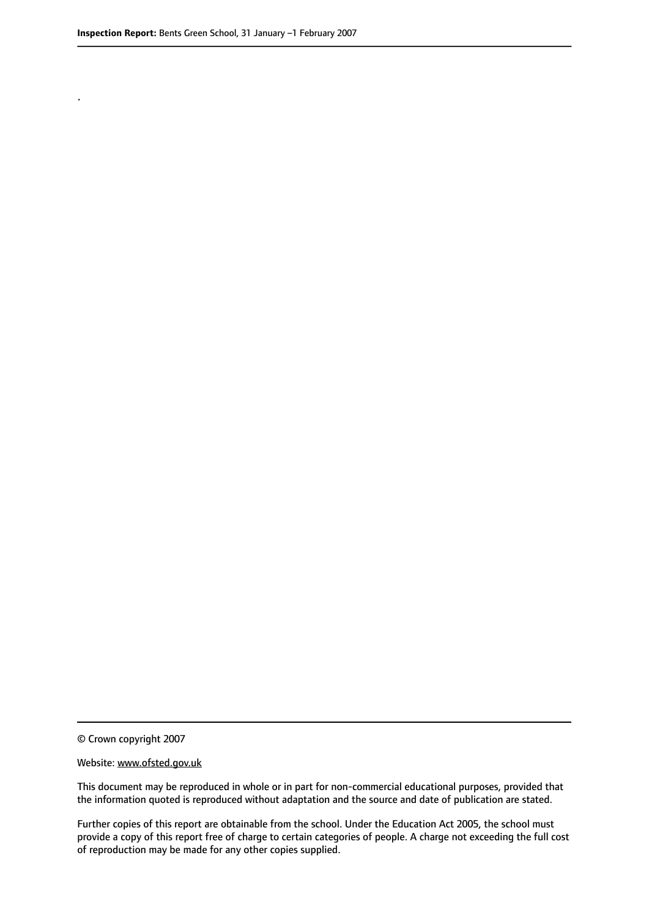.

© Crown copyright 2007

Website: www.ofsted.gov.uk

This document may be reproduced in whole or in part for non-commercial educational purposes, provided that the information quoted is reproduced without adaptation and the source and date of publication are stated.

Further copies of this report are obtainable from the school. Under the Education Act 2005, the school must provide a copy of this report free of charge to certain categories of people. A charge not exceeding the full cost of reproduction may be made for any other copies supplied.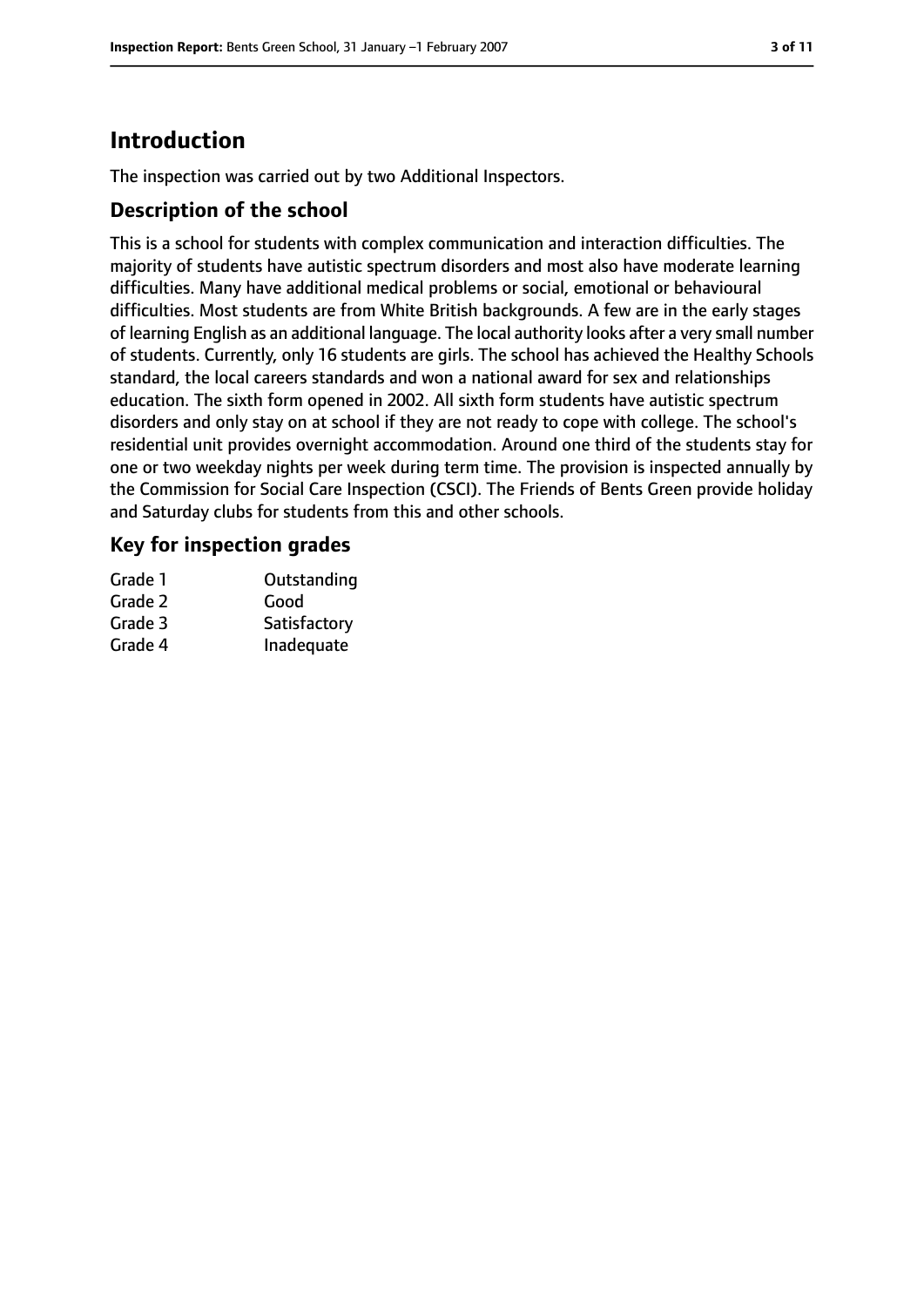# Introduction

The inspection was carried out by two Additional Inspectors.

## Description of the school

This is a school for students with complex communication and interaction difficulties. The majority of students have autistic spectrum disorders and most also have moderate learning difficulties. Many have additional medical problems or social, emotional or behavioural difficulties. Most students are from White British backgrounds. A few are in the early stages of learning English as an additional language. The local authority looks after a very small number of students. Currently, only 16 students are girls. The school has achieved the Healthy Schools standard, the local careers standards and won a national award for sex and relationships education. The sixth form opened in 2002. All sixth form students have autistic spectrum disorders and only stay on at school if they are not ready to cope with college. The school's residential unit provides overnight accommodation. Around one third of the students stay for one or two weekday nights per week during term time. The provision is inspected annually by the Commission for Social Care Inspection (CSCI). The Friends of Bents Green provide holiday and Saturday clubs for students from this and other schools.

## Key for inspection grades

| | |
|---|---|
| Grade 1 | Outstanding |
| Grade 2 | Good |
| Grade 3 | Satisfactory |
| Grade 4 | Inadequate |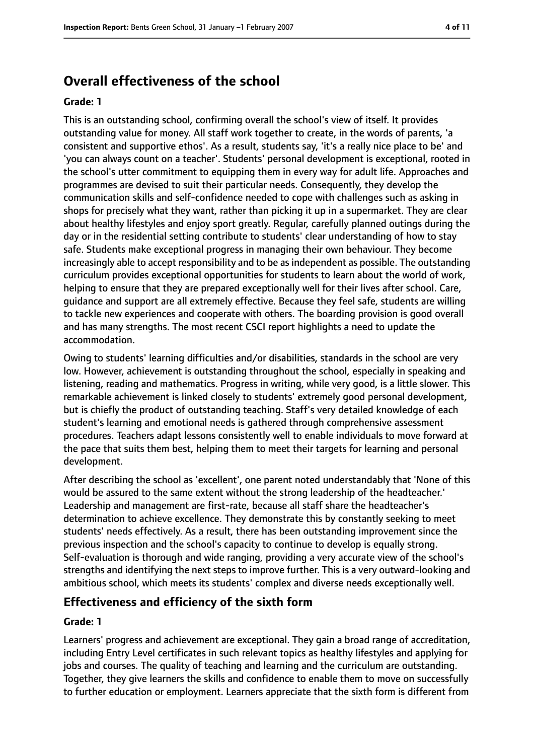## Overall effectiveness of the school

**Grade: 1**

This is an outstanding school, confirming overall the school's view of itself. It provides outstanding value for money. All staff work together to create, in the words of parents, 'a consistent and supportive ethos'. As a result, students say, 'it's a really nice place to be' and 'you can always count on a teacher'. Students' personal development is exceptional, rooted in the school's utter commitment to equipping them in every way for adult life. Approaches and programmes are devised to suit their particular needs. Consequently, they develop the communication skills and self-confidence needed to cope with challenges such as asking in shops for precisely what they want, rather than picking it up in a supermarket. They are clear about healthy lifestyles and enjoy sport greatly. Regular, carefully planned outings during the day or in the residential setting contribute to students' clear understanding of how to stay safe. Students make exceptional progress in managing their own behaviour. They become increasingly able to accept responsibility and to be as independent as possible. The outstanding curriculum provides exceptional opportunities for students to learn about the world of work, helping to ensure that they are prepared exceptionally well for their lives after school. Care, guidance and support are all extremely effective. Because they feel safe, students are willing to tackle new experiences and cooperate with others. The boarding provision is good overall and has many strengths. The most recent CSCI report highlights a need to update the accommodation.

Owing to students' learning difficulties and/or disabilities, standards in the school are very low. However, achievement is outstanding throughout the school, especially in speaking and listening, reading and mathematics. Progress in writing, while very good, is a little slower. This remarkable achievement is linked closely to students' extremely good personal development, but is chiefly the product of outstanding teaching. Staff's very detailed knowledge of each student's learning and emotional needs is gathered through comprehensive assessment procedures. Teachers adapt lessons consistently well to enable individuals to move forward at the pace that suits them best, helping them to meet their targets for learning and personal development.

After describing the school as 'excellent', one parent noted understandably that 'None of this would be assured to the same extent without the strong leadership of the headteacher.' Leadership and management are first-rate, because all staff share the headteacher's determination to achieve excellence. They demonstrate this by constantly seeking to meet students' needs effectively. As a result, there has been outstanding improvement since the previous inspection and the school's capacity to continue to develop is equally strong. Self-evaluation is thorough and wide ranging, providing a very accurate view of the school's strengths and identifying the next steps to improve further. This is a very outward-looking and ambitious school, which meets its students' complex and diverse needs exceptionally well.

## Effectiveness and efficiency of the sixth form

**Grade: 1**

Learners' progress and achievement are exceptional. They gain a broad range of accreditation, including Entry Level certificates in such relevant topics as healthy lifestyles and applying for jobs and courses. The quality of teaching and learning and the curriculum are outstanding. Together, they give learners the skills and confidence to enable them to move on successfully to further education or employment. Learners appreciate that the sixth form is different from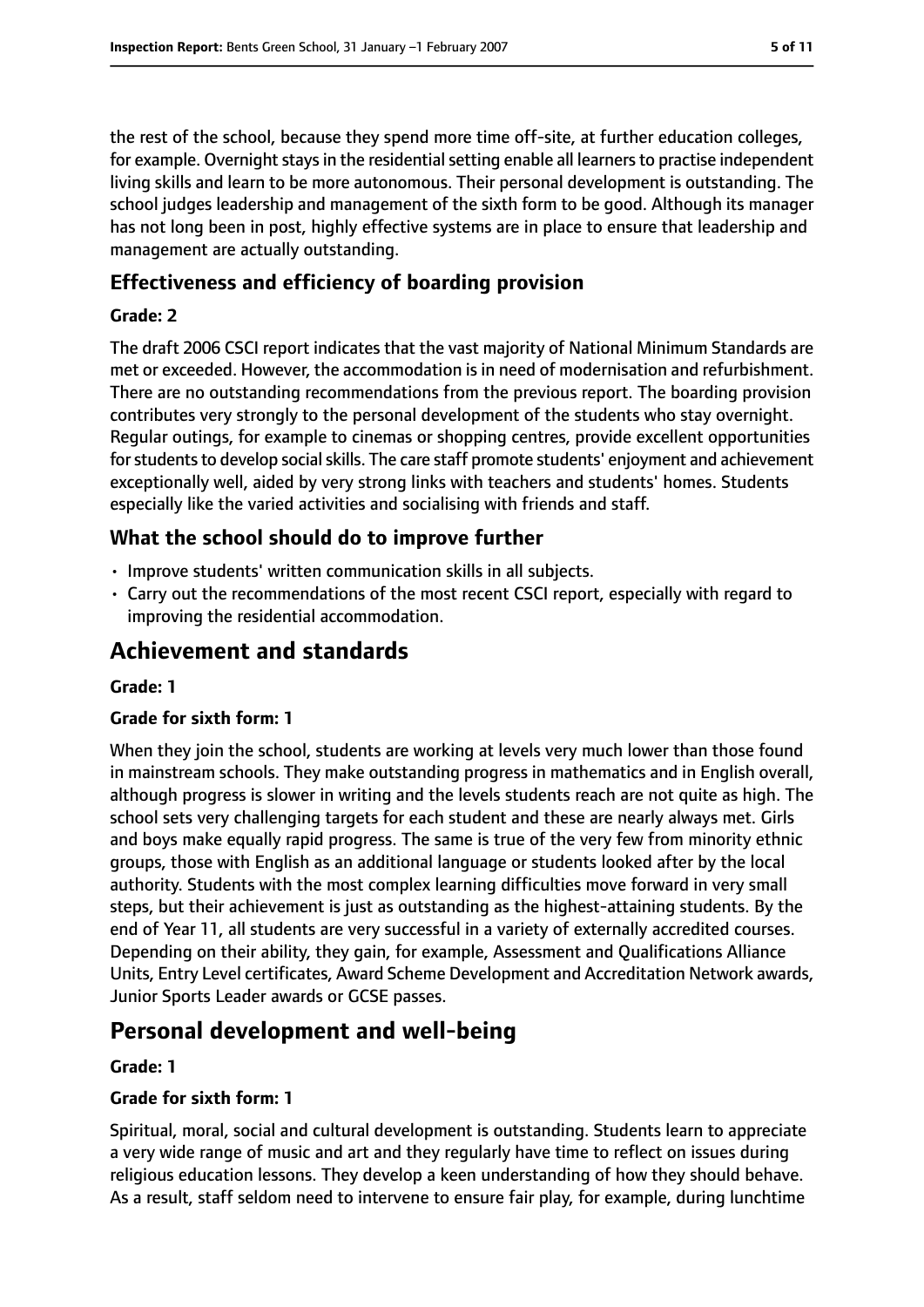the rest of the school, because they spend more time off-site, at further education colleges, for example. Overnight stays in the residential setting enable all learners to practise independent living skills and learn to be more autonomous. Their personal development is outstanding. The school judges leadership and management of the sixth form to be good. Although its manager has not long been in post, highly effective systems are in place to ensure that leadership and management are actually outstanding.

### Effectiveness and efficiency of boarding provision

#### Grade: 2

The draft 2006 CSCI report indicates that the vast majority of National Minimum Standards are met or exceeded. However, the accommodation is in need of modernisation and refurbishment. There are no outstanding recommendations from the previous report. The boarding provision contributes very strongly to the personal development of the students who stay overnight. Regular outings, for example to cinemas or shopping centres, provide excellent opportunities for students to develop social skills. The care staff promote students' enjoyment and achievement exceptionally well, aided by very strong links with teachers and students' homes. Students especially like the varied activities and socialising with friends and staff.

### What the school should do to improve further

- Improve students' written communication skills in all subjects.
- Carry out the recommendations of the most recent CSCI report, especially with regard to improving the residential accommodation.

## Achievement and standards

#### Grade: 1

#### Grade for sixth form: 1

When they join the school, students are working at levels very much lower than those found in mainstream schools. They make outstanding progress in mathematics and in English overall, although progress is slower in writing and the levels students reach are not quite as high. The school sets very challenging targets for each student and these are nearly always met. Girls and boys make equally rapid progress. The same is true of the very few from minority ethnic groups, those with English as an additional language or students looked after by the local authority. Students with the most complex learning difficulties move forward in very small steps, but their achievement is just as outstanding as the highest-attaining students. By the end of Year 11, all students are very successful in a variety of externally accredited courses. Depending on their ability, they gain, for example, Assessment and Qualifications Alliance Units, Entry Level certificates, Award Scheme Development and Accreditation Network awards, Junior Sports Leader awards or GCSE passes.

## Personal development and well-being

#### Grade: 1

#### Grade for sixth form: 1

Spiritual, moral, social and cultural development is outstanding. Students learn to appreciate a very wide range of music and art and they regularly have time to reflect on issues during religious education lessons. They develop a keen understanding of how they should behave. As a result, staff seldom need to intervene to ensure fair play, for example, during lunchtime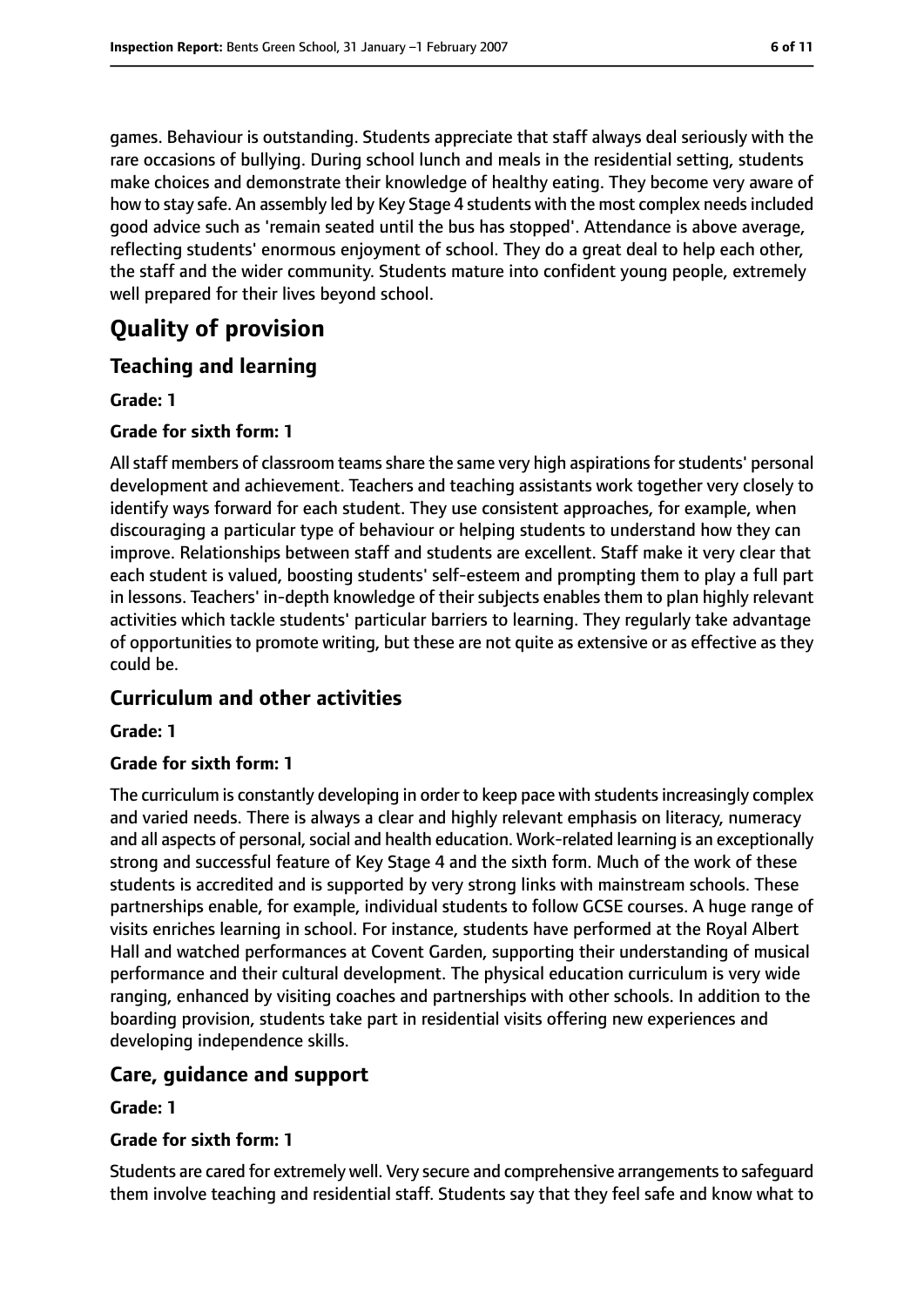games. Behaviour is outstanding. Students appreciate that staff always deal seriously with the rare occasions of bullying. During school lunch and meals in the residential setting, students make choices and demonstrate their knowledge of healthy eating. They become very aware of how to stay safe. An assembly led by Key Stage 4 students with the most complex needs included good advice such as 'remain seated until the bus has stopped'. Attendance is above average, reflecting students' enormous enjoyment of school. They do a great deal to help each other, the staff and the wider community. Students mature into confident young people, extremely well prepared for their lives beyond school.

# Quality of provision

## Teaching and learning

**Grade: 1**

**Grade for sixth form: 1**

All staff members of classroom teams share the same very high aspirations for students' personal development and achievement. Teachers and teaching assistants work together very closely to identify ways forward for each student. They use consistent approaches, for example, when discouraging a particular type of behaviour or helping students to understand how they can improve. Relationships between staff and students are excellent. Staff make it very clear that each student is valued, boosting students' self-esteem and prompting them to play a full part in lessons. Teachers' in-depth knowledge of their subjects enables them to plan highly relevant activities which tackle students' particular barriers to learning. They regularly take advantage of opportunities to promote writing, but these are not quite as extensive or as effective as they could be.

## Curriculum and other activities

**Grade: 1**

**Grade for sixth form: 1**

The curriculum is constantly developing in order to keep pace with students increasingly complex and varied needs. There is always a clear and highly relevant emphasis on literacy, numeracy and all aspects of personal, social and health education. Work-related learning is an exceptionally strong and successful feature of Key Stage 4 and the sixth form. Much of the work of these students is accredited and is supported by very strong links with mainstream schools. These partnerships enable, for example, individual students to follow GCSE courses. A huge range of visits enriches learning in school. For instance, students have performed at the Royal Albert Hall and watched performances at Covent Garden, supporting their understanding of musical performance and their cultural development. The physical education curriculum is very wide ranging, enhanced by visiting coaches and partnerships with other schools. In addition to the boarding provision, students take part in residential visits offering new experiences and developing independence skills.

## Care, guidance and support

**Grade: 1**

**Grade for sixth form: 1**

Students are cared for extremely well. Very secure and comprehensive arrangements to safeguard them involve teaching and residential staff. Students say that they feel safe and know what to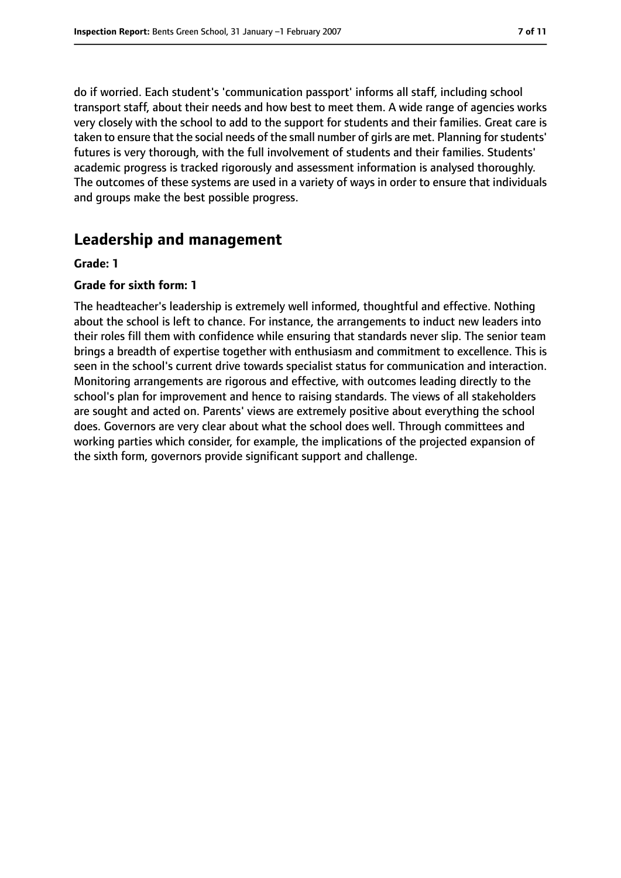do if worried. Each student's 'communication passport' informs all staff, including school transport staff, about their needs and how best to meet them. A wide range of agencies works very closely with the school to add to the support for students and their families. Great care is taken to ensure that the social needs of the small number of girls are met. Planning for students' futures is very thorough, with the full involvement of students and their families. Students' academic progress is tracked rigorously and assessment information is analysed thoroughly. The outcomes of these systems are used in a variety of ways in order to ensure that individuals and groups make the best possible progress.

## Leadership and management

**Grade: 1**

**Grade for sixth form: 1**

The headteacher's leadership is extremely well informed, thoughtful and effective. Nothing about the school is left to chance. For instance, the arrangements to induct new leaders into their roles fill them with confidence while ensuring that standards never slip. The senior team brings a breadth of expertise together with enthusiasm and commitment to excellence. This is seen in the school's current drive towards specialist status for communication and interaction. Monitoring arrangements are rigorous and effective, with outcomes leading directly to the school's plan for improvement and hence to raising standards. The views of all stakeholders are sought and acted on. Parents' views are extremely positive about everything the school does. Governors are very clear about what the school does well. Through committees and working parties which consider, for example, the implications of the projected expansion of the sixth form, governors provide significant support and challenge.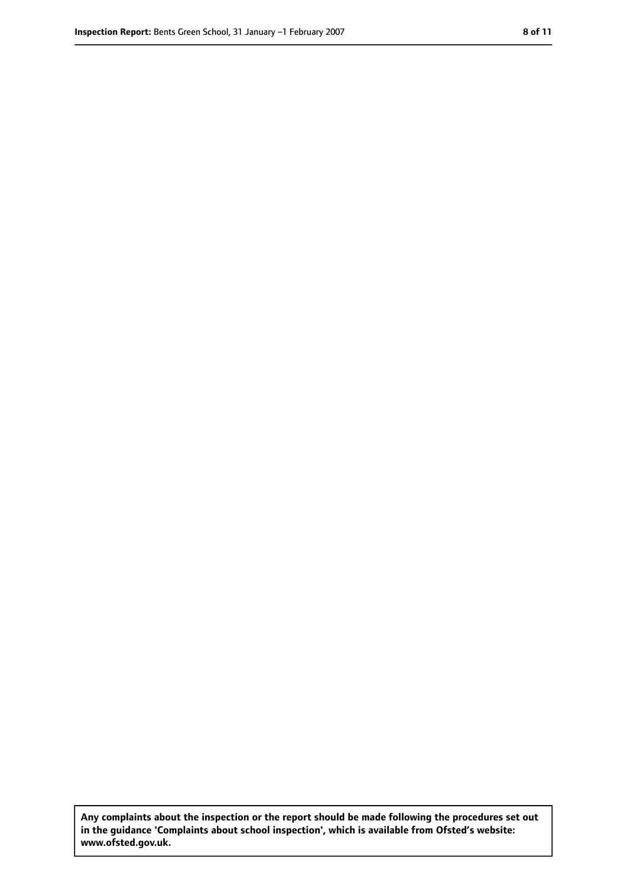**Any complaints about the inspection or the report should be made following the procedures set out in the guidance 'Complaints about school inspection', which is available from Ofsted's website: www.ofsted.gov.uk.**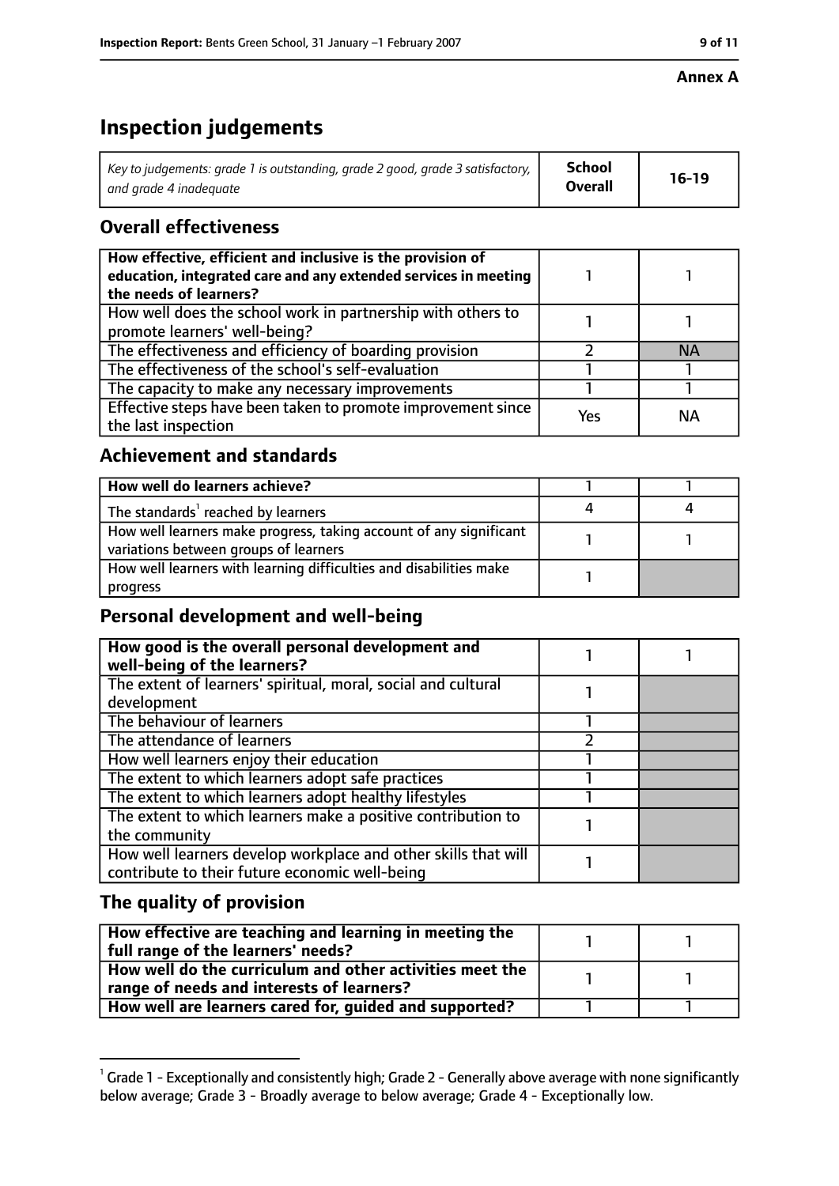**Annex A**

# Inspection judgements

| Key to judgements: grade 1 is outstanding, grade 2 good, grade 3 satisfactory, and grade 4 inadequate | School Overall | 16-19 |
|---|---|---|

## Overall effectiveness

| | | |
|---|---|---|
| How effective, efficient and inclusive is the provision of education, integrated care and any extended services in meeting the needs of learners? | 1 | 1 |
| How well does the school work in partnership with others to promote learners' well-being? | 1 | 1 |
| The effectiveness and efficiency of boarding provision | 2 | NA |
| The effectiveness of the school's self-evaluation | 1 | 1 |
| The capacity to make any necessary improvements | 1 | 1 |
| Effective steps have been taken to promote improvement since the last inspection | Yes | NA |

## Achievement and standards

| | | |
|---|---|---|
| How well do learners achieve? | 1 | 1 |
| The standards[1] reached by learners | 4 | 4 |
| How well learners make progress, taking account of any significant variations between groups of learners | 1 | 1 |
| How well learners with learning difficulties and disabilities make progress | 1 | |

## Personal development and well-being

| | | |
|---|---|---|
| How good is the overall personal development and well-being of the learners? | 1 | 1 |
| The extent of learners' spiritual, moral, social and cultural development | 1 | |
| The behaviour of learners | 1 | |
| The attendance of learners | 2 | |
| How well learners enjoy their education | 1 | |
| The extent to which learners adopt safe practices | 1 | |
| The extent to which learners adopt healthy lifestyles | 1 | |
| The extent to which learners make a positive contribution to the community | 1 | |
| How well learners develop workplace and other skills that will contribute to their future economic well-being | 1 | |

## The quality of provision

| | | |
|---|---|---|
| How effective are teaching and learning in meeting the full range of the learners' needs? | 1 | 1 |
| How well do the curriculum and other activities meet the range of needs and interests of learners? | 1 | 1 |
| How well are learners cared for, guided and supported? | 1 | 1 |

[1] Grade 1 - Exceptionally and consistently high; Grade 2 - Generally above average with none significantly below average; Grade 3 - Broadly average to below average; Grade 4 - Exceptionally low.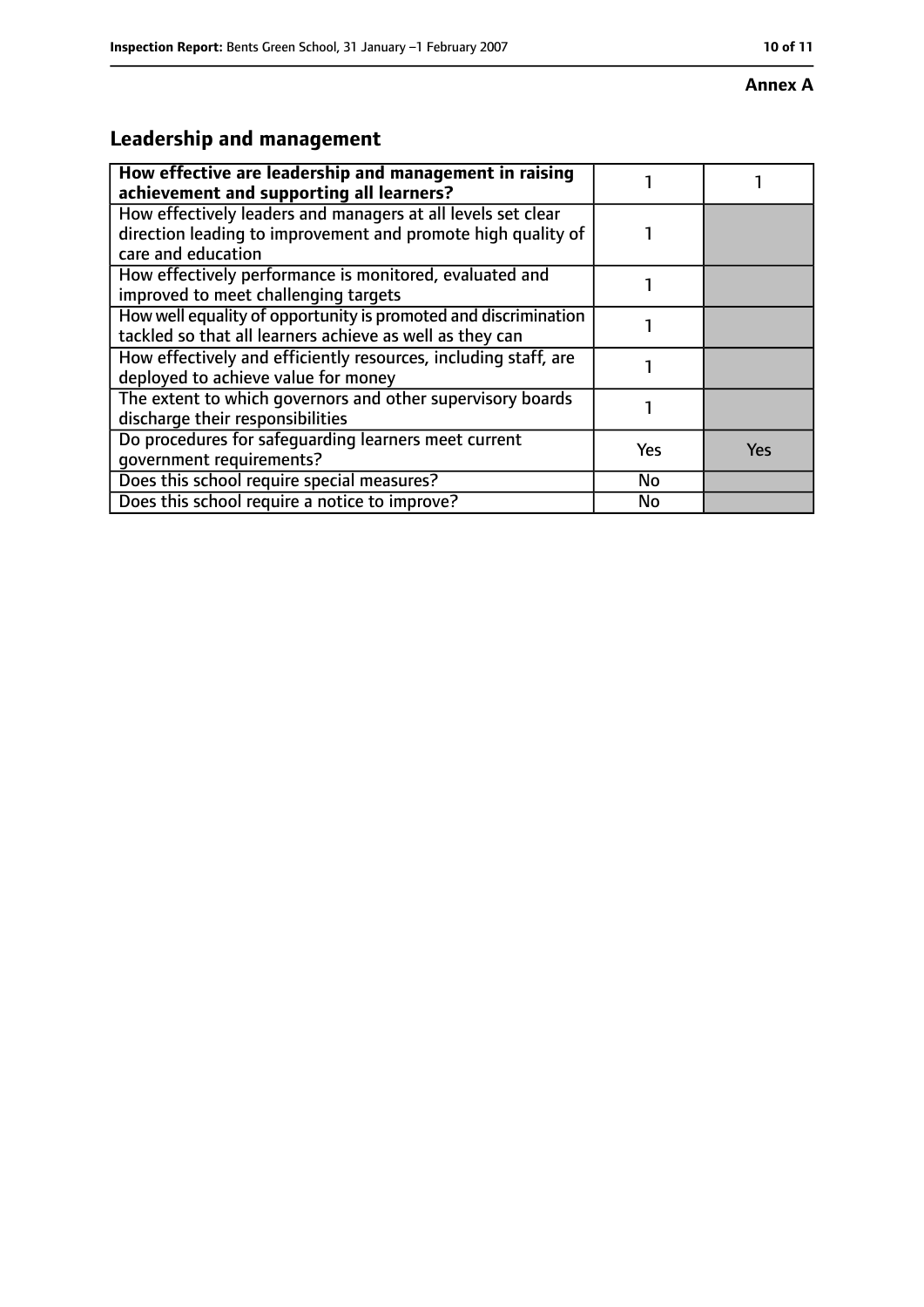**Annex A**

## Leadership and management

| How effective are leadership and management in raising achievement and supporting all learners? | 1 | 1 |
|---|---|---|
| How effectively leaders and managers at all levels set clear direction leading to improvement and promote high quality of care and education | 1 | |
| How effectively performance is monitored, evaluated and improved to meet challenging targets | 1 | |
| How well equality of opportunity is promoted and discrimination tackled so that all learners achieve as well as they can | 1 | |
| How effectively and efficiently resources, including staff, are deployed to achieve value for money | 1 | |
| The extent to which governors and other supervisory boards discharge their responsibilities | 1 | |
| Do procedures for safeguarding learners meet current government requirements? | Yes | Yes |
| Does this school require special measures? | No | |
| Does this school require a notice to improve? | No | |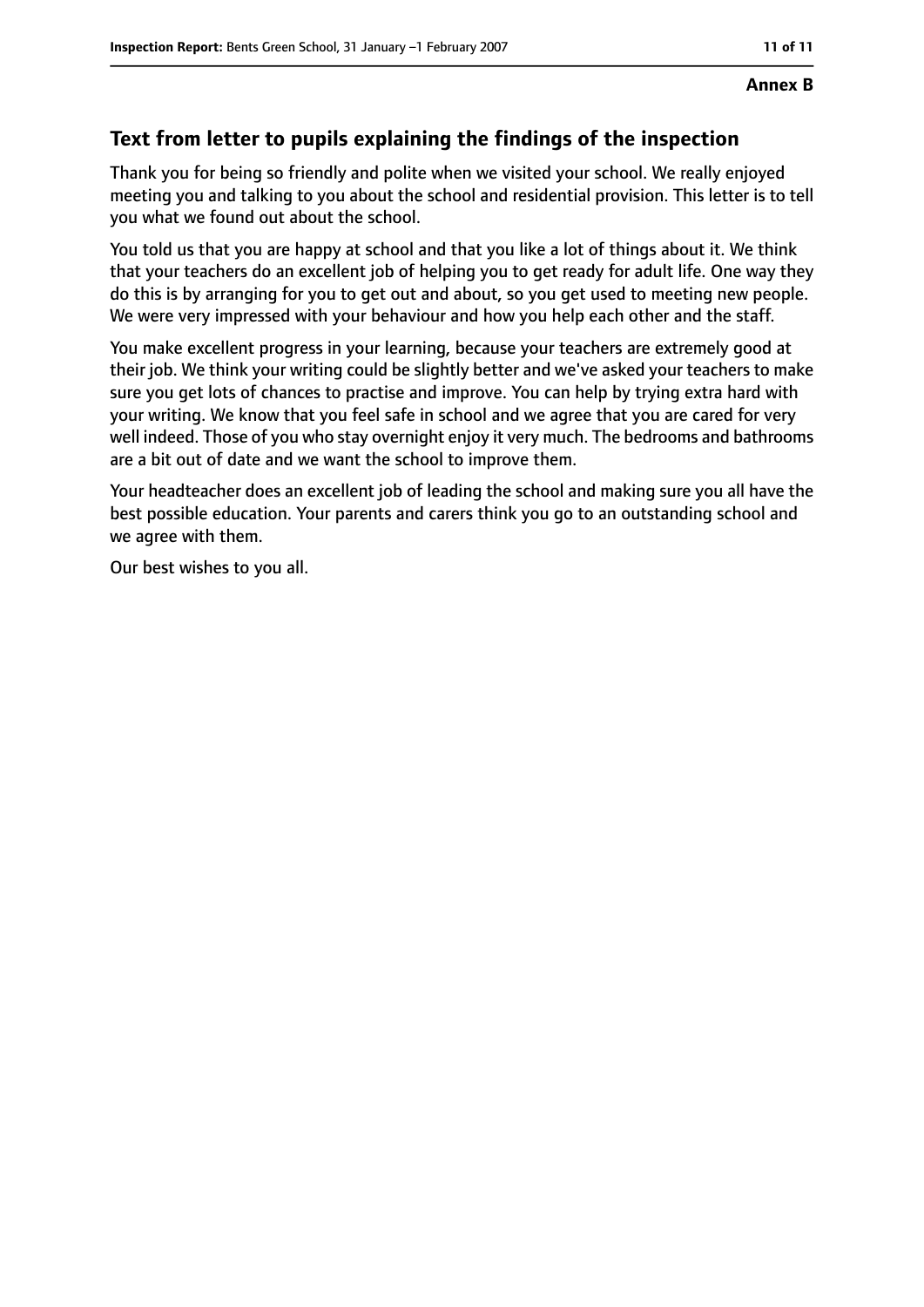**Annex B**

## Text from letter to pupils explaining the findings of the inspection

Thank you for being so friendly and polite when we visited your school. We really enjoyed meeting you and talking to you about the school and residential provision. This letter is to tell you what we found out about the school.

You told us that you are happy at school and that you like a lot of things about it. We think that your teachers do an excellent job of helping you to get ready for adult life. One way they do this is by arranging for you to get out and about, so you get used to meeting new people. We were very impressed with your behaviour and how you help each other and the staff.

You make excellent progress in your learning, because your teachers are extremely good at their job. We think your writing could be slightly better and we've asked your teachers to make sure you get lots of chances to practise and improve. You can help by trying extra hard with your writing. We know that you feel safe in school and we agree that you are cared for very well indeed. Those of you who stay overnight enjoy it very much. The bedrooms and bathrooms are a bit out of date and we want the school to improve them.

Your headteacher does an excellent job of leading the school and making sure you all have the best possible education. Your parents and carers think you go to an outstanding school and we agree with them.

Our best wishes to you all.